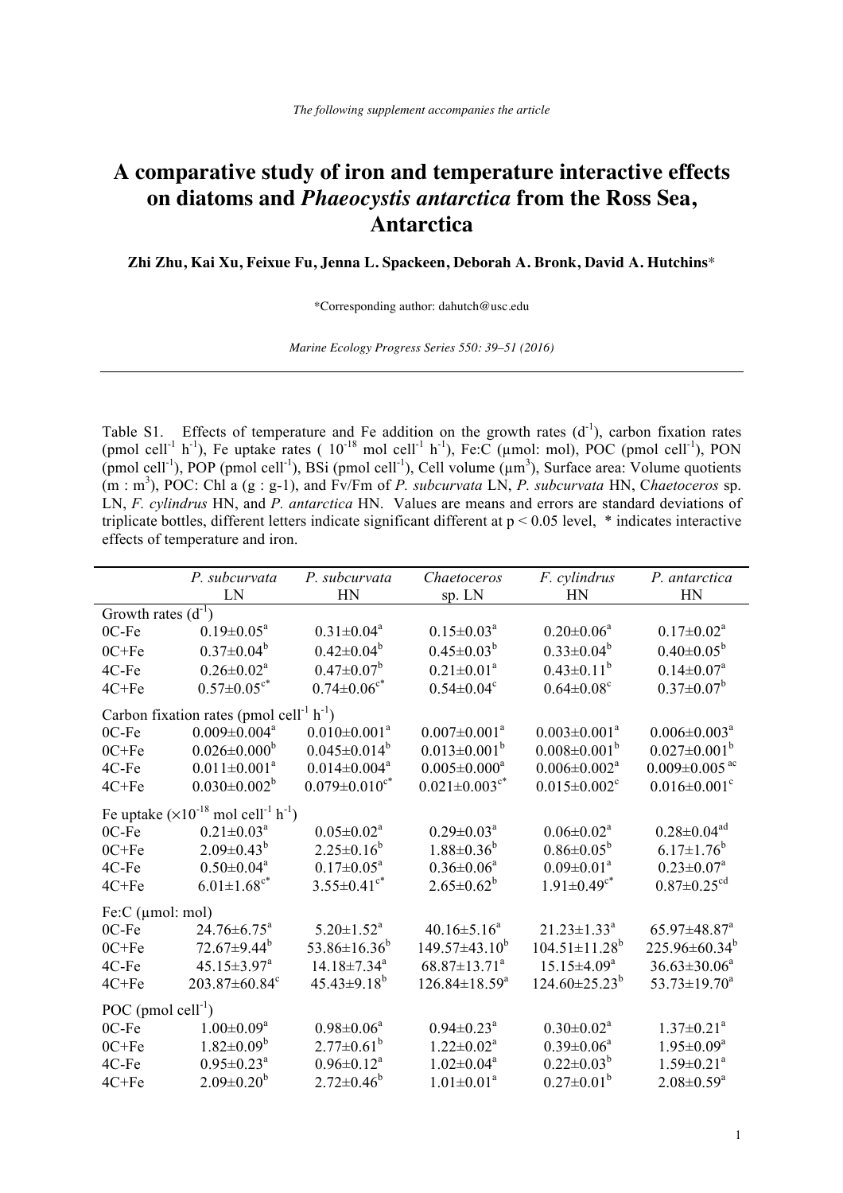*The following supplement accompanies the article*

# A comparative study of iron and temperature interactive effects on diatoms and *Phaeocystis antarctica* from the Ross Sea, Antarctica

**Zhi Zhu, Kai Xu, Feixue Fu, Jenna L. Spackeen, Deborah A. Bronk, David A. Hutchins***

*Corresponding author: dahutch@usc.edu

*Marine Ecology Progress Series 550: 39–51 (2016)*

---

Table S1. Effects of temperature and Fe addition on the growth rates ($d^{-1}$), carbon fixation rates (pmol cell$^{-1}$ h$^{-1}$), Fe uptake rates ( $10^{-18}$ mol cell$^{-1}$ h$^{-1}$), Fe:C (µmol: mol), POC (pmol cell$^{-1}$), PON (pmol cell$^{-1}$), POP (pmol cell$^{-1}$), BSi (pmol cell$^{-1}$), Cell volume (µm$^3$), Surface area: Volume quotients (m : m$^3$), POC: Chl a (g : g-1), and Fv/Fm of *P. subcurvata* LN, *P. subcurvata* HN, C*haetoceros* sp. LN, *F. cylindrus* HN, and *P. antarctica* HN. Values are means and errors are standard deviations of triplicate bottles, different letters indicate significant different at p < 0.05 level, * indicates interactive effects of temperature and iron.

| | *P. subcurvata* LN | *P. subcurvata* HN | *Chaetoceros* sp. LN | *F. cylindrus* HN | *P. antarctica* HN |
|---|---|---|---|---|---|
| Growth rates ($d^{-1}$) | | | | | |
| 0C-Fe | 0.19±0.05$^{a}$ | 0.31±0.04$^{a}$ | 0.15±0.03$^{a}$ | 0.20±0.06$^{a}$ | 0.17±0.02$^{a}$ |
| 0C+Fe | 0.37±0.04$^{b}$ | 0.42±0.04$^{b}$ | 0.45±0.03$^{b}$ | 0.33±0.04$^{b}$ | 0.40±0.05$^{b}$ |
| 4C-Fe | 0.26±0.02$^{a}$ | 0.47±0.07$^{b}$ | 0.21±0.01$^{a}$ | 0.43±0.11$^{b}$ | 0.14±0.07$^{a}$ |
| 4C+Fe | 0.57±0.05$^{c*}$ | 0.74±0.06$^{c*}$ | 0.54±0.04$^{c}$ | 0.64±0.08$^{c}$ | 0.37±0.07$^{b}$ |
| Carbon fixation rates (pmol cell$^{-1}$ h$^{-1}$) | | | | | |
| 0C-Fe | 0.009±0.004$^{a}$ | 0.010±0.001$^{a}$ | 0.007±0.001$^{a}$ | 0.003±0.001$^{a}$ | 0.006±0.003$^{a}$ |
| 0C+Fe | 0.026±0.000$^{b}$ | 0.045±0.014$^{b}$ | 0.013±0.001$^{b}$ | 0.008±0.001$^{b}$ | 0.027±0.001$^{b}$ |
| 4C-Fe | 0.011±0.001$^{a}$ | 0.014±0.004$^{a}$ | 0.005±0.000$^{a}$ | 0.006±0.002$^{a}$ | 0.009±0.005$^{ac}$ |
| 4C+Fe | 0.030±0.002$^{b}$ | 0.079±0.010$^{c*}$ | 0.021±0.003$^{c*}$ | 0.015±0.002$^{c}$ | 0.016±0.001$^{c}$ |
| Fe uptake ($\times10^{-18}$ mol cell$^{-1}$ h$^{-1}$) | | | | | |
| 0C-Fe | 0.21±0.03$^{a}$ | 0.05±0.02$^{a}$ | 0.29±0.03$^{a}$ | 0.06±0.02$^{a}$ | 0.28±0.04$^{ad}$ |
| 0C+Fe | 2.09±0.43$^{b}$ | 2.25±0.16$^{b}$ | 1.88±0.36$^{b}$ | 0.86±0.05$^{b}$ | 6.17±1.76$^{b}$ |
| 4C-Fe | 0.50±0.04$^{a}$ | 0.17±0.05$^{a}$ | 0.36±0.06$^{a}$ | 0.09±0.01$^{a}$ | 0.23±0.07$^{a}$ |
| 4C+Fe | 6.01±1.68$^{c*}$ | 3.55±0.41$^{c*}$ | 2.65±0.62$^{b}$ | 1.91±0.49$^{c*}$ | 0.87±0.25$^{cd}$ |
| Fe:C (µmol: mol) | | | | | |
| 0C-Fe | 24.76±6.75$^{a}$ | 5.20±1.52$^{a}$ | 40.16±5.16$^{a}$ | 21.23±1.33$^{a}$ | 65.97±48.87$^{a}$ |
| 0C+Fe | 72.67±9.44$^{b}$ | 53.86±16.36$^{b}$ | 149.57±43.10$^{b}$ | 104.51±11.28$^{b}$ | 225.96±60.34$^{b}$ |
| 4C-Fe | 45.15±3.97$^{a}$ | 14.18±7.34$^{a}$ | 68.87±13.71$^{a}$ | 15.15±4.09$^{a}$ | 36.63±30.06$^{a}$ |
| 4C+Fe | 203.87±60.84$^{c}$ | 45.43±9.18$^{b}$ | 126.84±18.59$^{a}$ | 124.60±25.23$^{b}$ | 53.73±19.70$^{a}$ |
| POC (pmol cell$^{-1}$) | | | | | |
| 0C-Fe | 1.00±0.09$^{a}$ | 0.98±0.06$^{a}$ | 0.94±0.23$^{a}$ | 0.30±0.02$^{a}$ | 1.37±0.21$^{a}$ |
| 0C+Fe | 1.82±0.09$^{b}$ | 2.77±0.61$^{b}$ | 1.22±0.02$^{a}$ | 0.39±0.06$^{a}$ | 1.95±0.09$^{a}$ |
| 4C-Fe | 0.95±0.23$^{a}$ | 0.96±0.12$^{a}$ | 1.02±0.04$^{a}$ | 0.22±0.03$^{b}$ | 1.59±0.21$^{a}$ |
| 4C+Fe | 2.09±0.20$^{b}$ | 2.72±0.46$^{b}$ | 1.01±0.01$^{a}$ | 0.27±0.01$^{b}$ | 2.08±0.59$^{a}$ |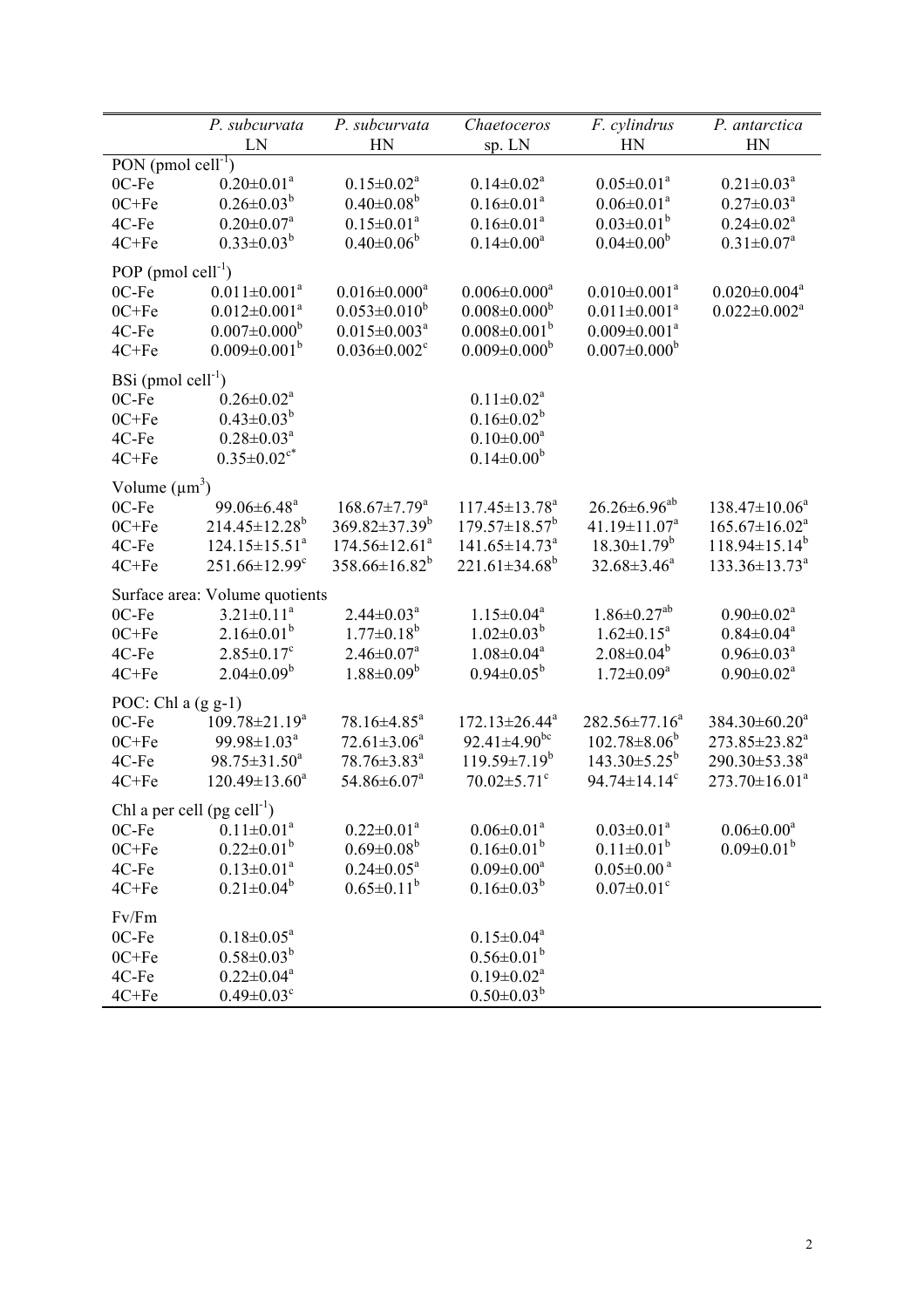| | *P. subcurvata* LN | *P. subcurvata* HN | *Chaetoceros* sp. LN | *F. cylindrus* HN | *P. antarctica* HN |
|---|---|---|---|---|---|
| PON (pmol cell$^{-1}$) | | | | | |
| 0C-Fe | $0.20 \pm 0.01^{a}$ | $0.15 \pm 0.02^{a}$ | $0.14 \pm 0.02^{a}$ | $0.05 \pm 0.01^{a}$ | $0.21 \pm 0.03^{a}$ |
| 0C+Fe | $0.26 \pm 0.03^{b}$ | $0.40 \pm 0.08^{b}$ | $0.16 \pm 0.01^{a}$ | $0.06 \pm 0.01^{a}$ | $0.27 \pm 0.03^{a}$ |
| 4C-Fe | $0.20 \pm 0.07^{a}$ | $0.15 \pm 0.01^{a}$ | $0.16 \pm 0.01^{a}$ | $0.03 \pm 0.01^{b}$ | $0.24 \pm 0.02^{a}$ |
| 4C+Fe | $0.33 \pm 0.03^{b}$ | $0.40 \pm 0.06^{b}$ | $0.14 \pm 0.00^{a}$ | $0.04 \pm 0.00^{b}$ | $0.31 \pm 0.07^{a}$ |
| POP (pmol cell$^{-1}$) | | | | | |
| 0C-Fe | $0.011 \pm 0.001^{a}$ | $0.016 \pm 0.000^{a}$ | $0.006 \pm 0.000^{a}$ | $0.010 \pm 0.001^{a}$ | $0.020 \pm 0.004^{a}$ |
| 0C+Fe | $0.012 \pm 0.001^{a}$ | $0.053 \pm 0.010^{b}$ | $0.008 \pm 0.000^{b}$ | $0.011 \pm 0.001^{a}$ | $0.022 \pm 0.002^{a}$ |
| 4C-Fe | $0.007 \pm 0.000^{b}$ | $0.015 \pm 0.003^{a}$ | $0.008 \pm 0.001^{b}$ | $0.009 \pm 0.001^{a}$ | |
| 4C+Fe | $0.009 \pm 0.001^{b}$ | $0.036 \pm 0.002^{c}$ | $0.009 \pm 0.000^{b}$ | $0.007 \pm 0.000^{b}$ | |
| BSi (pmol cell$^{-1}$) | | | | | |
| 0C-Fe | $0.26 \pm 0.02^{a}$ | | $0.11 \pm 0.02^{a}$ | | |
| 0C+Fe | $0.43 \pm 0.03^{b}$ | | $0.16 \pm 0.02^{b}$ | | |
| 4C-Fe | $0.28 \pm 0.03^{a}$ | | $0.10 \pm 0.00^{a}$ | | |
| 4C+Fe | $0.35 \pm 0.02^{c*}$ | | $0.14 \pm 0.00^{b}$ | | |
| Volume ($\mu m^3$) | | | | | |
| 0C-Fe | $99.06 \pm 6.48^{a}$ | $168.67 \pm 7.79^{a}$ | $117.45 \pm 13.78^{a}$ | $26.26 \pm 6.96^{ab}$ | $138.47 \pm 10.06^{a}$ |
| 0C+Fe | $214.45 \pm 12.28^{b}$ | $369.82 \pm 37.39^{b}$ | $179.57 \pm 18.57^{b}$ | $41.19 \pm 11.07^{a}$ | $165.67 \pm 16.02^{a}$ |
| 4C-Fe | $124.15 \pm 15.51^{a}$ | $174.56 \pm 12.61^{a}$ | $141.65 \pm 14.73^{a}$ | $18.30 \pm 1.79^{b}$ | $118.94 \pm 15.14^{b}$ |
| 4C+Fe | $251.66 \pm 12.99^{c}$ | $358.66 \pm 16.82^{b}$ | $221.61 \pm 34.68^{b}$ | $32.68 \pm 3.46^{a}$ | $133.36 \pm 13.73^{a}$ |
| Surface area: Volume quotients | | | | | |
| 0C-Fe | $3.21 \pm 0.11^{a}$ | $2.44 \pm 0.03^{a}$ | $1.15 \pm 0.04^{a}$ | $1.86 \pm 0.27^{ab}$ | $0.90 \pm 0.02^{a}$ |
| 0C+Fe | $2.16 \pm 0.01^{b}$ | $1.77 \pm 0.18^{b}$ | $1.02 \pm 0.03^{b}$ | $1.62 \pm 0.15^{a}$ | $0.84 \pm 0.04^{a}$ |
| 4C-Fe | $2.85 \pm 0.17^{c}$ | $2.46 \pm 0.07^{a}$ | $1.08 \pm 0.04^{a}$ | $2.08 \pm 0.04^{b}$ | $0.96 \pm 0.03^{a}$ |
| 4C+Fe | $2.04 \pm 0.09^{b}$ | $1.88 \pm 0.09^{b}$ | $0.94 \pm 0.05^{b}$ | $1.72 \pm 0.09^{a}$ | $0.90 \pm 0.02^{a}$ |
| POC: Chl a (g g-1) | | | | | |
| 0C-Fe | $109.78 \pm 21.19^{a}$ | $78.16 \pm 4.85^{a}$ | $172.13 \pm 26.44^{a}$ | $282.56 \pm 77.16^{a}$ | $384.30 \pm 60.20^{a}$ |
| 0C+Fe | $99.98 \pm 1.03^{a}$ | $72.61 \pm 3.06^{a}$ | $92.41 \pm 4.90^{bc}$ | $102.78 \pm 8.06^{b}$ | $273.85 \pm 23.82^{a}$ |
| 4C-Fe | $98.75 \pm 31.50^{a}$ | $78.76 \pm 3.83^{a}$ | $119.59 \pm 7.19^{b}$ | $143.30 \pm 5.25^{b}$ | $290.30 \pm 53.38^{a}$ |
| 4C+Fe | $120.49 \pm 13.60^{a}$ | $54.86 \pm 6.07^{a}$ | $70.02 \pm 5.71^{c}$ | $94.74 \pm 14.14^{c}$ | $273.70 \pm 16.01^{a}$ |
| Chl a per cell (pg cell$^{-1}$) | | | | | |
| 0C-Fe | $0.11 \pm 0.01^{a}$ | $0.22 \pm 0.01^{a}$ | $0.06 \pm 0.01^{a}$ | $0.03 \pm 0.01^{a}$ | $0.06 \pm 0.00^{a}$ |
| 0C+Fe | $0.22 \pm 0.01^{b}$ | $0.69 \pm 0.08^{b}$ | $0.16 \pm 0.01^{b}$ | $0.11 \pm 0.01^{b}$ | $0.09 \pm 0.01^{b}$ |
| 4C-Fe | $0.13 \pm 0.01^{a}$ | $0.24 \pm 0.05^{a}$ | $0.09 \pm 0.00^{a}$ | $0.05 \pm 0.00^{a}$ | |
| 4C+Fe | $0.21 \pm 0.04^{b}$ | $0.65 \pm 0.11^{b}$ | $0.16 \pm 0.03^{b}$ | $0.07 \pm 0.01^{c}$ | |
| Fv/Fm | | | | | |
| 0C-Fe | $0.18 \pm 0.05^{a}$ | | $0.15 \pm 0.04^{a}$ | | |
| 0C+Fe | $0.58 \pm 0.03^{b}$ | | $0.56 \pm 0.01^{b}$ | | |
| 4C-Fe | $0.22 \pm 0.04^{a}$ | | $0.19 \pm 0.02^{a}$ | | |
| 4C+Fe | $0.49 \pm 0.03^{c}$ | | $0.50 \pm 0.03^{b}$ | | |